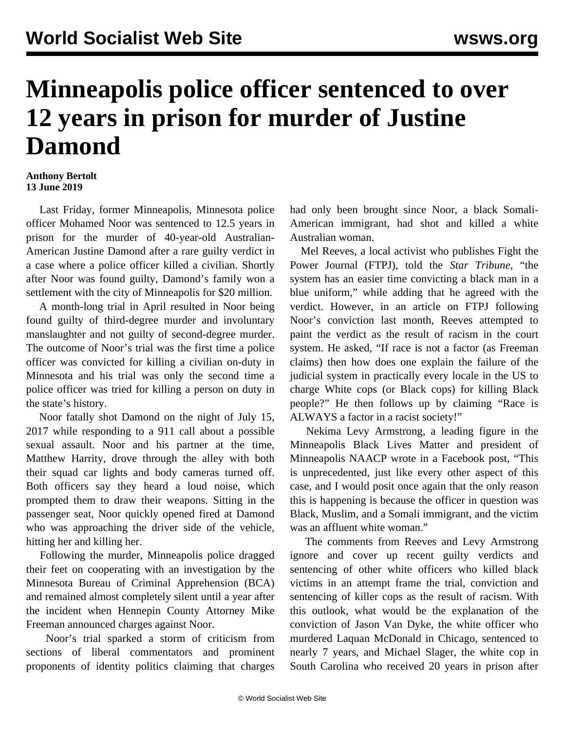# Minneapolis police officer sentenced to over 12 years in prison for murder of Justine Damond

**Anthony Bertolt**
**13 June 2019**

Last Friday, former Minneapolis, Minnesota police officer Mohamed Noor was sentenced to 12.5 years in prison for the murder of 40-year-old Australian-American Justine Damond after a rare guilty verdict in a case where a police officer killed a civilian. Shortly after Noor was found guilty, Damond's family won a settlement with the city of Minneapolis for $20 million.

A month-long trial in April resulted in Noor being found guilty of third-degree murder and involuntary manslaughter and not guilty of second-degree murder. The outcome of Noor's trial was the first time a police officer was convicted for killing a civilian on-duty in Minnesota and his trial was only the second time a police officer was tried for killing a person on duty in the state's history.

Noor fatally shot Damond on the night of July 15, 2017 while responding to a 911 call about a possible sexual assault. Noor and his partner at the time, Matthew Harrity, drove through the alley with both their squad car lights and body cameras turned off. Both officers say they heard a loud noise, which prompted them to draw their weapons. Sitting in the passenger seat, Noor quickly opened fired at Damond who was approaching the driver side of the vehicle, hitting her and killing her.

Following the murder, Minneapolis police dragged their feet on cooperating with an investigation by the Minnesota Bureau of Criminal Apprehension (BCA) and remained almost completely silent until a year after the incident when Hennepin County Attorney Mike Freeman announced charges against Noor.

Noor's trial sparked a storm of criticism from sections of liberal commentators and prominent proponents of identity politics claiming that charges had only been brought since Noor, a black Somali-American immigrant, had shot and killed a white Australian woman.

Mel Reeves, a local activist who publishes Fight the Power Journal (FTPJ), told the *Star Tribune*, "the system has an easier time convicting a black man in a blue uniform," while adding that he agreed with the verdict. However, in an article on FTPJ following Noor's conviction last month, Reeves attempted to paint the verdict as the result of racism in the court system. He asked, "If race is not a factor (as Freeman claims) then how does one explain the failure of the judicial system in practically every locale in the US to charge White cops (or Black cops) for killing Black people?" He then follows up by claiming "Race is ALWAYS a factor in a racist society!"

Nekima Levy Armstrong, a leading figure in the Minneapolis Black Lives Matter and president of Minneapolis NAACP wrote in a Facebook post, "This is unprecedented, just like every other aspect of this case, and I would posit once again that the only reason this is happening is because the officer in question was Black, Muslim, and a Somali immigrant, and the victim was an affluent white woman."

The comments from Reeves and Levy Armstrong ignore and cover up recent guilty verdicts and sentencing of other white officers who killed black victims in an attempt frame the trial, conviction and sentencing of killer cops as the result of racism. With this outlook, what would be the explanation of the conviction of Jason Van Dyke, the white officer who murdered Laquan McDonald in Chicago, sentenced to nearly 7 years, and Michael Slager, the white cop in South Carolina who received 20 years in prison after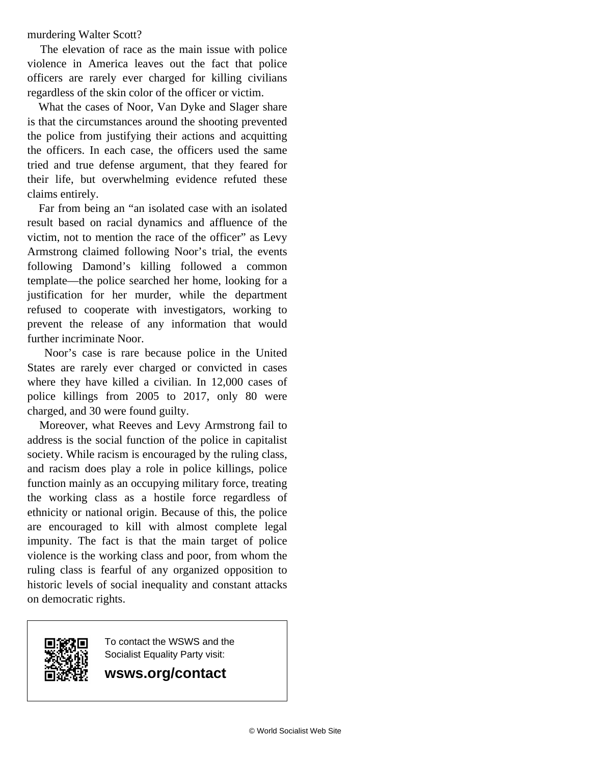murdering Walter Scott?

The elevation of race as the main issue with police violence in America leaves out the fact that police officers are rarely ever charged for killing civilians regardless of the skin color of the officer or victim.

What the cases of Noor, Van Dyke and Slager share is that the circumstances around the shooting prevented the police from justifying their actions and acquitting the officers. In each case, the officers used the same tried and true defense argument, that they feared for their life, but overwhelming evidence refuted these claims entirely.

Far from being an "an isolated case with an isolated result based on racial dynamics and affluence of the victim, not to mention the race of the officer" as Levy Armstrong claimed following Noor's trial, the events following Damond's killing followed a common template—the police searched her home, looking for a justification for her murder, while the department refused to cooperate with investigators, working to prevent the release of any information that would further incriminate Noor.

Noor's case is rare because police in the United States are rarely ever charged or convicted in cases where they have killed a civilian. In 12,000 cases of police killings from 2005 to 2017, only 80 were charged, and 30 were found guilty.

Moreover, what Reeves and Levy Armstrong fail to address is the social function of the police in capitalist society. While racism is encouraged by the ruling class, and racism does play a role in police killings, police function mainly as an occupying military force, treating the working class as a hostile force regardless of ethnicity or national origin. Because of this, the police are encouraged to kill with almost complete legal impunity. The fact is that the main target of police violence is the working class and poor, from whom the ruling class is fearful of any organized opposition to historic levels of social inequality and constant attacks on democratic rights.

To contact the WSWS and the Socialist Equality Party visit:

**wsws.org/contact**